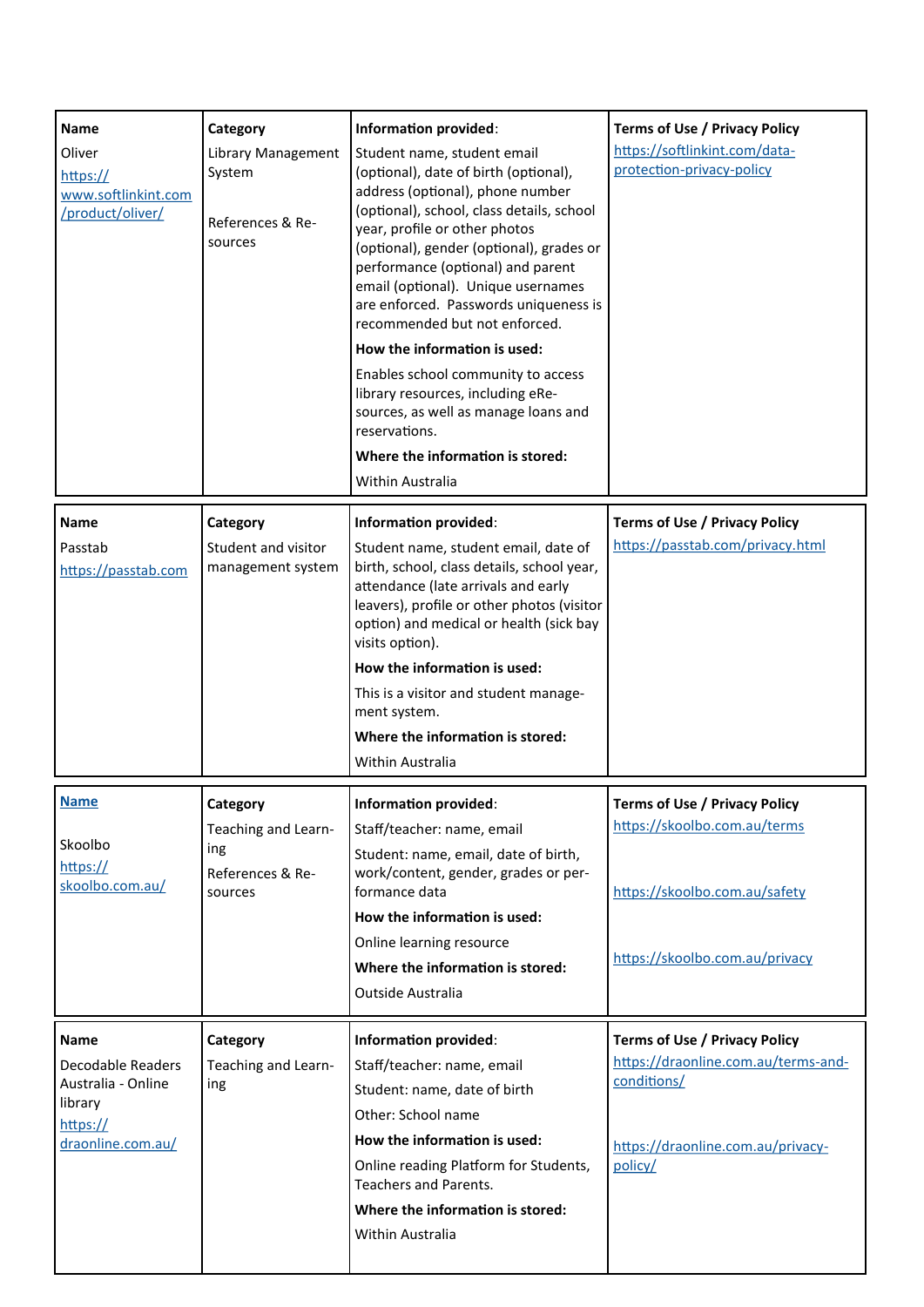| Name | Category | Information provided: | Terms of Use / Privacy Policy |
|---|---|---|---|
| Oliver<br>https://www.softlinkint.com/product/oliver/ | Library Management System<br><br>References & Resources | Student name, student email (optional), date of birth (optional), address (optional), phone number (optional), school, class details, school year, profile or other photos (optional), gender (optional), grades or performance (optional) and parent email (optional). Unique usernames are enforced. Passwords uniqueness is recommended but not enforced.<br>**How the information is used:**<br>Enables school community to access library resources, including eResources, as well as manage loans and reservations.<br>**Where the information is stored:**<br>Within Australia | https://softlinkint.com/data-protection-privacy-policy |

| Name | Category | Information provided: | Terms of Use / Privacy Policy |
|---|---|---|---|
| Passtab<br>https://passtab.com | Student and visitor management system | Student name, student email, date of birth, school, class details, school year, attendance (late arrivals and early leavers), profile or other photos (visitor option) and medical or health (sick bay visits option).<br>**How the information is used:**<br>This is a visitor and student management system.<br>**Where the information is stored:**<br>Within Australia | https://passtab.com/privacy.html |

| Name | Category | Information provided: | Terms of Use / Privacy Policy |
|---|---|---|---|
| Skoolbo<br>https://skoolbo.com.au/ | Teaching and Learning<br>References & Resources | Staff/teacher: name, email<br>Student: name, email, date of birth, work/content, gender, grades or performance data<br>**How the information is used:**<br>Online learning resource<br>**Where the information is stored:**<br>Outside Australia | https://skoolbo.com.au/terms<br><br>https://skoolbo.com.au/safety<br><br>https://skoolbo.com.au/privacy |

| Name | Category | Information provided: | Terms of Use / Privacy Policy |
|---|---|---|---|
| Decodable Readers Australia - Online library<br>https://draonline.com.au/ | Teaching and Learning | Staff/teacher: name, email<br>Student: name, date of birth<br>Other: School name<br>**How the information is used:**<br>Online reading Platform for Students, Teachers and Parents.<br>**Where the information is stored:**<br>Within Australia | https://draonline.com.au/terms-and-conditions/<br><br>https://draonline.com.au/privacy-policy/ |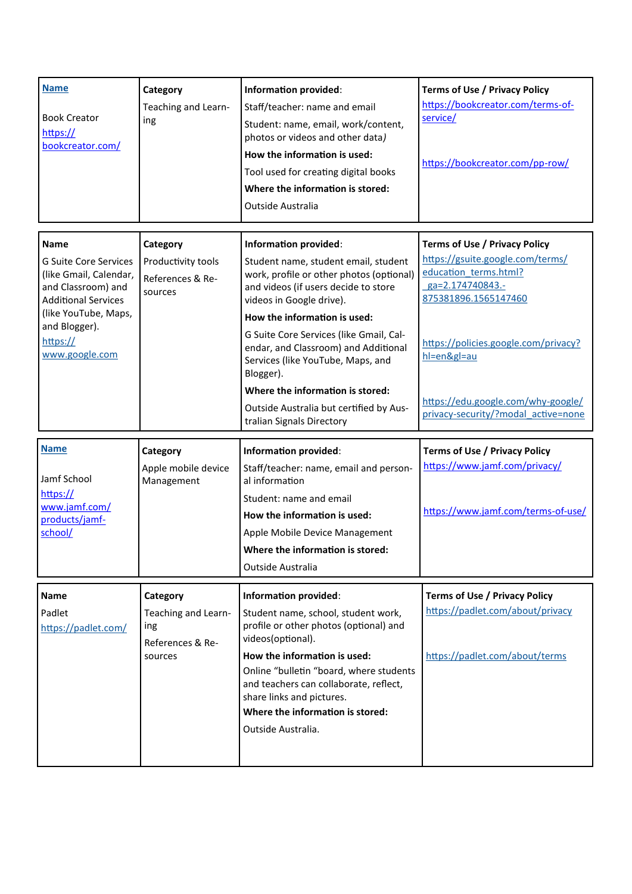| Name | Category | Information provided: | Terms of Use / Privacy Policy |
|---|---|---|---|
| Book Creator https://bookcreator.com/ | Teaching and Learning | Staff/teacher: name and email<br>Student: name, email, work/content, photos or videos and other data)<br>**How the information is used:**<br>Tool used for creating digital books<br>**Where the information is stored:**<br>Outside Australia | https://bookcreator.com/terms-of-service/<br><br>https://bookcreator.com/pp-row/ |

| Name | Category | Information provided: | Terms of Use / Privacy Policy |
|---|---|---|---|
| G Suite Core Services (like Gmail, Calendar, and Classroom) and Additional Services (like YouTube, Maps, and Blogger). https://www.google.com | Productivity tools<br>References & Resources | Student name, student email, student work, profile or other photos (optional) and videos (if users decide to store videos in Google drive).<br>**How the information is used:**<br>G Suite Core Services (like Gmail, Calendar, and Classroom) and Additional Services (like YouTube, Maps, and Blogger).<br>**Where the information is stored:**<br>Outside Australia but certified by Australian Signals Directory | https://gsuite.google.com/terms/education_terms.html?_ga=2.174740843.-875381896.1565147460<br><br>https://policies.google.com/privacy?hl=en&gl=au<br><br>https://edu.google.com/why-google/privacy-security/?modal_active=none |

| Name | Category | Information provided: | Terms of Use / Privacy Policy |
|---|---|---|---|
| Jamf School https://www.jamf.com/products/jamf-school/ | Apple mobile device Management | Staff/teacher: name, email and personal information<br>Student: name and email<br>**How the information is used:**<br>Apple Mobile Device Management<br>**Where the information is stored:**<br>Outside Australia | https://www.jamf.com/privacy/<br><br>https://www.jamf.com/terms-of-use/ |

| Name | Category | Information provided: | Terms of Use / Privacy Policy |
|---|---|---|---|
| Padlet https://padlet.com/ | Teaching and Learning<br>References & Resources | Student name, school, student work, profile or other photos (optional) and videos(optional).<br>**How the information is used:**<br>Online "bulletin "board, where students and teachers can collaborate, reflect, share links and pictures.<br>**Where the information is stored:**<br>Outside Australia. | https://padlet.com/about/privacy<br><br>https://padlet.com/about/terms |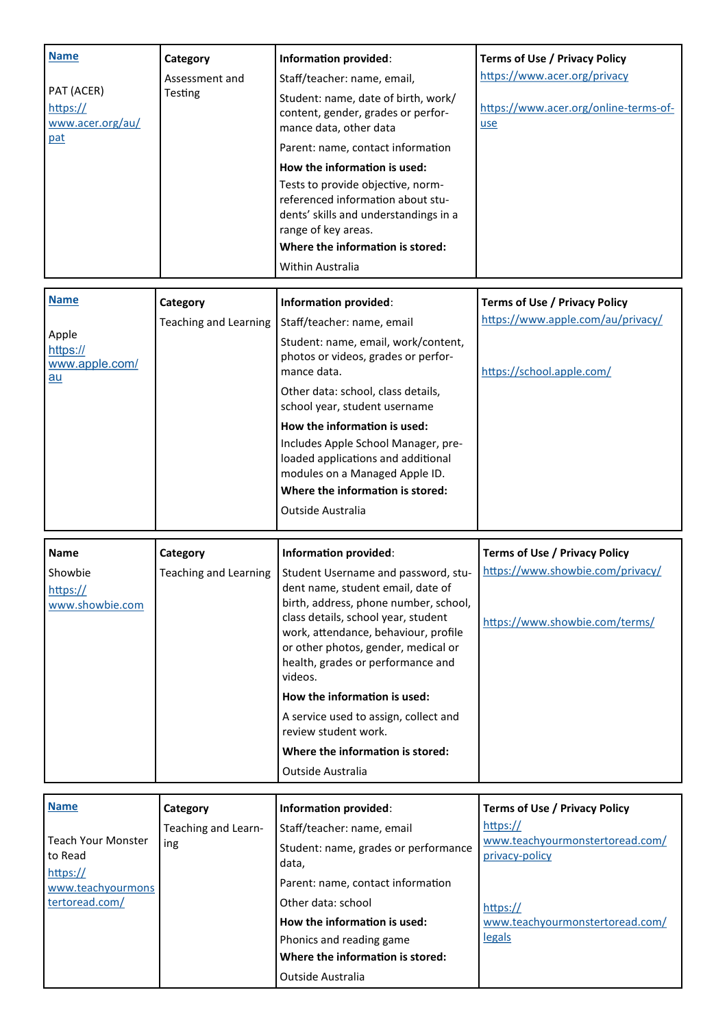| Name | Category | Information provided: | Terms of Use / Privacy Policy |
|---|---|---|---|
| PAT (ACER) https://www.acer.org/au/pat | Assessment and Testing | Staff/teacher: name, email, <br><br> Student: name, date of birth, work/content, gender, grades or performance data, other data <br><br> Parent: name, contact information <br><br> **How the information is used:** <br><br> Tests to provide objective, norm-referenced information about students' skills and understandings in a range of key areas. <br><br> **Where the information is stored:** <br><br> Within Australia | https://www.acer.org/privacy <br><br> https://www.acer.org/online-terms-of-use |

| Name | Category | Information provided: | Terms of Use / Privacy Policy |
|---|---|---|---|
| Apple https://www.apple.com/au | Teaching and Learning | Staff/teacher: name, email <br><br> Student: name, email, work/content, photos or videos, grades or performance data. <br><br> Other data: school, class details, school year, student username <br><br> **How the information is used:** <br><br> Includes Apple School Manager, pre-loaded applications and additional modules on a Managed Apple ID. <br><br> **Where the information is stored:** <br><br> Outside Australia | https://www.apple.com/au/privacy/ <br><br> https://school.apple.com/ |

| Name | Category | Information provided: | Terms of Use / Privacy Policy |
|---|---|---|---|
| Showbie https://www.showbie.com | Teaching and Learning | Student Username and password, student name, student email, date of birth, address, phone number, school, class details, school year, student work, attendance, behaviour, profile or other photos, gender, medical or health, grades or performance and videos. <br><br> **How the information is used:** <br><br> A service used to assign, collect and review student work. <br><br> **Where the information is stored:** <br><br> Outside Australia | https://www.showbie.com/privacy/ <br><br> https://www.showbie.com/terms/ |

| Name | Category | Information provided: | Terms of Use / Privacy Policy |
|---|---|---|---|
| Teach Your Monster to Read https://www.teachyourmonstertoread.com/ | Teaching and Learning | Staff/teacher: name, email <br><br> Student: name, grades or performance data, <br><br> Parent: name, contact information <br><br> Other data: school <br><br> **How the information is used:** <br><br> Phonics and reading game <br><br> **Where the information is stored:** <br><br> Outside Australia | https://www.teachyourmonstertoread.com/privacy-policy <br><br> https://www.teachyourmonstertoread.com/legals |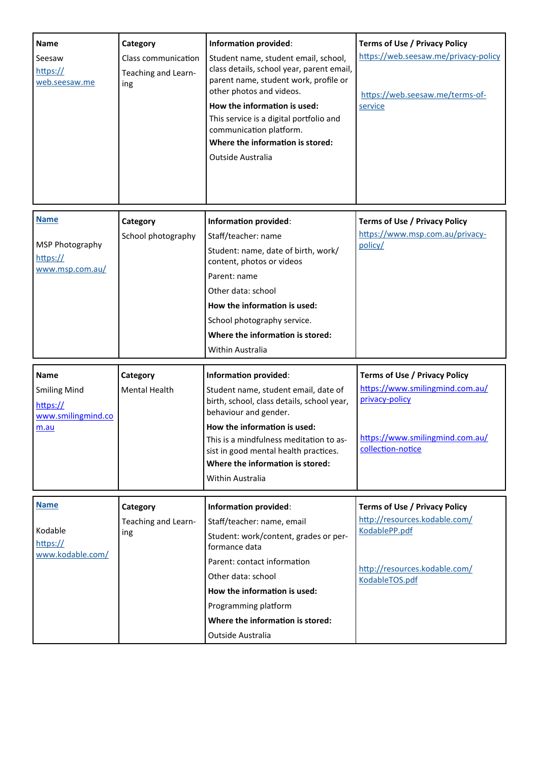| Name | Category | Information provided: | Terms of Use / Privacy Policy |
|---|---|---|---|
| Seesaw<br>https://web.seesaw.me | Class communication<br><br>Teaching and Learning | Student name, student email, school, class details, school year, parent email, parent name, student work, profile or other photos and videos.<br><br>**How the information is used:**<br>This service is a digital portfolio and communication platform.<br><br>**Where the information is stored:**<br>Outside Australia | https://web.seesaw.me/privacy-policy<br><br>https://web.seesaw.me/terms-of-service |

| Name | Category | Information provided: | Terms of Use / Privacy Policy |
|---|---|---|---|
| MSP Photography<br>https://www.msp.com.au/ | School photography | Staff/teacher: name<br><br>Student: name, date of birth, work/content, photos or videos<br><br>Parent: name<br><br>Other data: school<br><br>**How the information is used:**<br>School photography service.<br><br>**Where the information is stored:**<br>Within Australia | https://www.msp.com.au/privacy-policy/ |

| Name | Category | Information provided: | Terms of Use / Privacy Policy |
|---|---|---|---|
| Smiling Mind<br>https://www.smilingmind.com.au | Mental Health | Student name, student email, date of birth, school, class details, school year, behaviour and gender.<br><br>**How the information is used:**<br>This is a mindfulness meditation to assist in good mental health practices.<br><br>**Where the information is stored:**<br>Within Australia | https://www.smilingmind.com.au/privacy-policy<br><br>https://www.smilingmind.com.au/collection-notice |

| Name | Category | Information provided: | Terms of Use / Privacy Policy |
|---|---|---|---|
| Kodable<br>https://www.kodable.com/ | Teaching and Learning | Staff/teacher: name, email<br><br>Student: work/content, grades or performance data<br><br>Parent: contact information<br><br>Other data: school<br><br>**How the information is used:**<br>Programming platform<br><br>**Where the information is stored:**<br>Outside Australia | http://resources.kodable.com/KodablePP.pdf<br><br>http://resources.kodable.com/KodableTOS.pdf |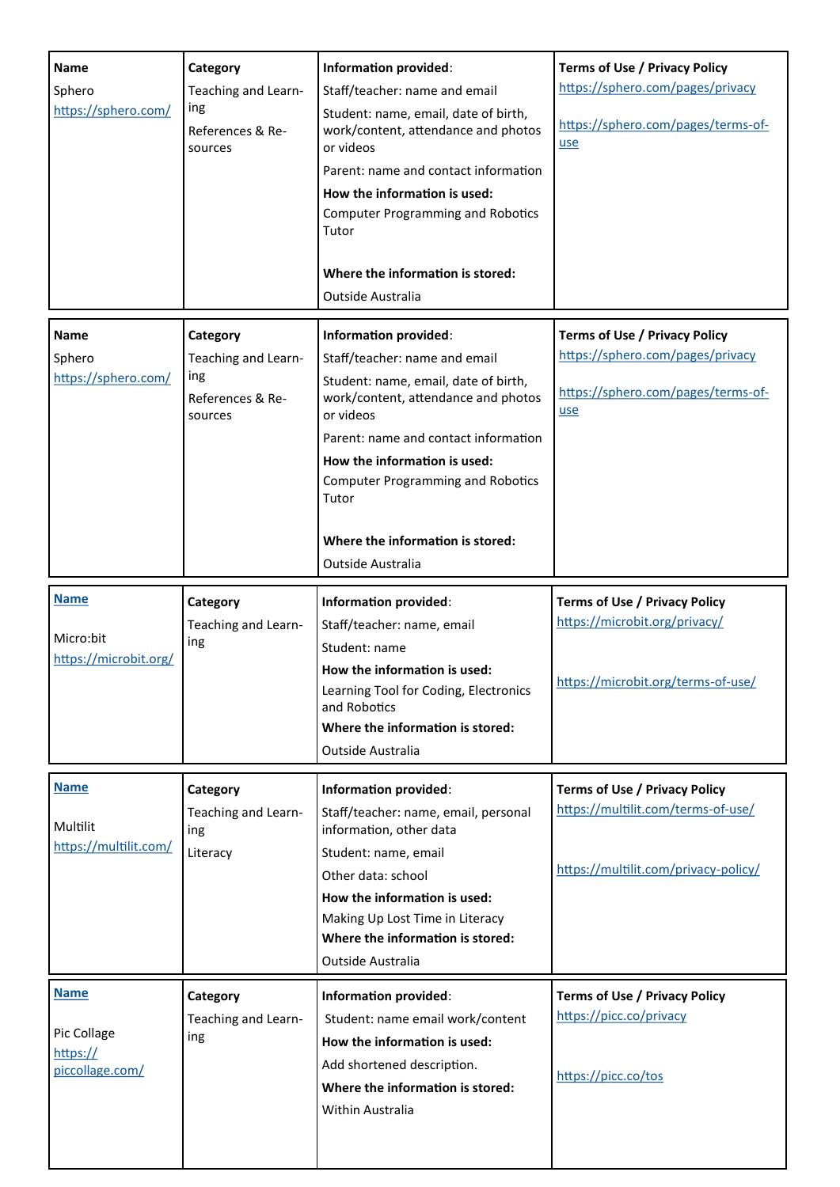| Name | Category | Information provided: | Terms of Use / Privacy Policy |
|---|---|---|---|
| Sphero<br>https://sphero.com/ | Teaching and Learning<br>References & Resources | Staff/teacher: name and email<br>Student: name, email, date of birth, work/content, attendance and photos or videos<br>Parent: name and contact information<br>**How the information is used:**<br>Computer Programming and Robotics Tutor<br>**Where the information is stored:**<br>Outside Australia | https://sphero.com/pages/privacy<br>https://sphero.com/pages/terms-of-use |

| Name | Category | Information provided: | Terms of Use / Privacy Policy |
|---|---|---|---|
| Sphero<br>https://sphero.com/ | Teaching and Learning<br>References & Resources | Staff/teacher: name and email<br>Student: name, email, date of birth, work/content, attendance and photos or videos<br>Parent: name and contact information<br>**How the information is used:**<br>Computer Programming and Robotics Tutor<br>**Where the information is stored:**<br>Outside Australia | https://sphero.com/pages/privacy<br>https://sphero.com/pages/terms-of-use |

| Name | Category | Information provided: | Terms of Use / Privacy Policy |
|---|---|---|---|
| Micro:bit<br>https://microbit.org/ | Teaching and Learning | Staff/teacher: name, email<br>Student: name<br>**How the information is used:**<br>Learning Tool for Coding, Electronics and Robotics<br>**Where the information is stored:**<br>Outside Australia | https://microbit.org/privacy/<br>https://microbit.org/terms-of-use/ |

| Name | Category | Information provided: | Terms of Use / Privacy Policy |
|---|---|---|---|
| Multilit<br>https://multilit.com/ | Teaching and Learning<br>Literacy | Staff/teacher: name, email, personal information, other data<br>Student: name, email<br>Other data: school<br>**How the information is used:**<br>Making Up Lost Time in Literacy<br>**Where the information is stored:**<br>Outside Australia | https://multilit.com/terms-of-use/<br>https://multilit.com/privacy-policy/ |

| Name | Category | Information provided: | Terms of Use / Privacy Policy |
|---|---|---|---|
| Pic Collage<br>https://piccollage.com/ | Teaching and Learning | Student: name email work/content<br>**How the information is used:**<br>Add shortened description.<br>**Where the information is stored:**<br>Within Australia | https://picc.co/privacy<br>https://picc.co/tos |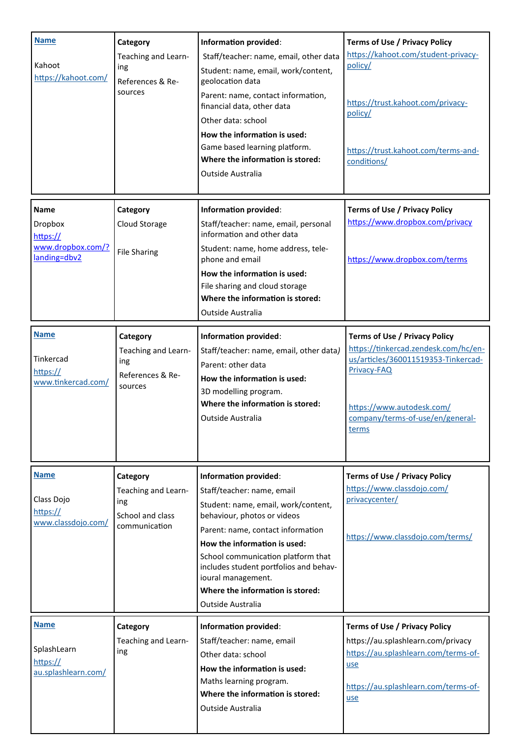| Name | Category | Information provided: | Terms of Use / Privacy Policy |
|---|---|---|---|
| Kahoot<br>https://kahoot.com/ | Teaching and Learning<br>References & Resources | Staff/teacher: name, email, other data<br>Student: name, email, work/content, geolocation data<br>Parent: name, contact information, financial data, other data<br>Other data: school<br>**How the information is used:**<br>Game based learning platform.<br>**Where the information is stored:**<br>Outside Australia | https://kahoot.com/student-privacy-policy/<br>https://trust.kahoot.com/privacy-policy/<br>https://trust.kahoot.com/terms-and-conditions/ |

| Name | Category | Information provided: | Terms of Use / Privacy Policy |
|---|---|---|---|
| Dropbox<br>https://www.dropbox.com/?landing=dbv2 | Cloud Storage<br>File Sharing | Staff/teacher: name, email, personal information and other data<br>Student: name, home address, telephone and email<br>**How the information is used:**<br>File sharing and cloud storage<br>**Where the information is stored:**<br>Outside Australia | https://www.dropbox.com/privacy<br>https://www.dropbox.com/terms |

| Name | Category | Information provided: | Terms of Use / Privacy Policy |
|---|---|---|---|
| Tinkercad<br>https://www.tinkercad.com/ | Teaching and Learning<br>References & Resources | Staff/teacher: name, email, other data)<br>Parent: other data<br>**How the information is used:**<br>3D modelling program.<br>**Where the information is stored:**<br>Outside Australia | https://tinkercad.zendesk.com/hc/en-us/articles/360011519353-Tinkercad-Privacy-FAQ<br>https://www.autodesk.com/company/terms-of-use/en/general-terms |

| Name | Category | Information provided: | Terms of Use / Privacy Policy |
|---|---|---|---|
| Class Dojo<br>https://www.classdojo.com/ | Teaching and Learning<br>School and class communication | Staff/teacher: name, email<br>Student: name, email, work/content, behaviour, photos or videos<br>Parent: name, contact information<br>**How the information is used:**<br>School communication platform that includes student portfolios and behavioural management.<br>**Where the information is stored:**<br>Outside Australia | https://www.classdojo.com/privacycenter/<br>https://www.classdojo.com/terms/ |

| Name | Category | Information provided: | Terms of Use / Privacy Policy |
|---|---|---|---|
| SplashLearn<br>https://au.splashlearn.com/ | Teaching and Learning | Staff/teacher: name, email<br>Other data: school<br>**How the information is used:**<br>Maths learning program.<br>**Where the information is stored:**<br>Outside Australia | https://au.splashlearn.com/privacy<br>https://au.splashlearn.com/terms-of-use<br>https://au.splashlearn.com/terms-of-use |